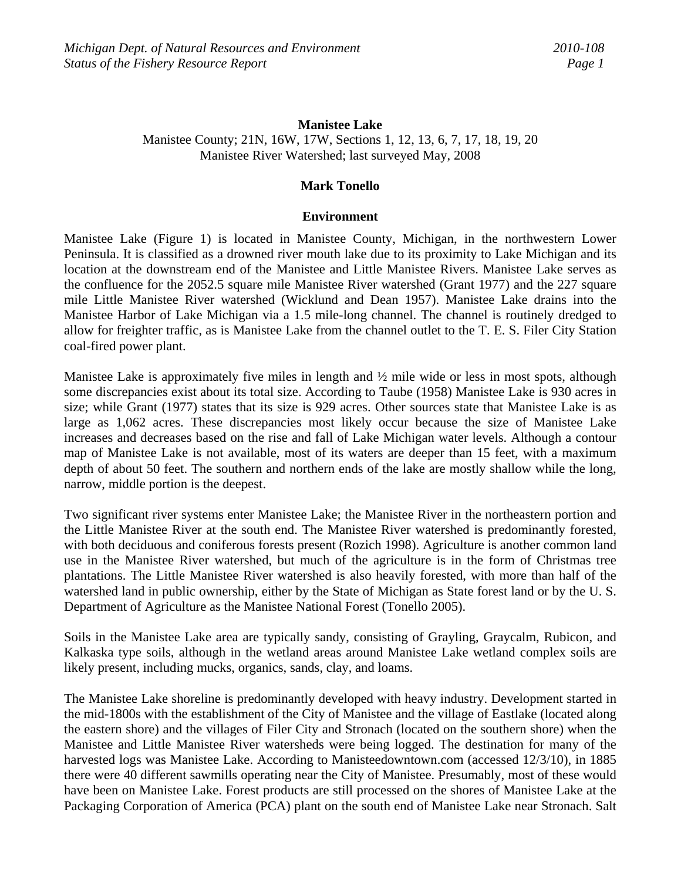# Manistee Lake

Manistee County; 21N, 16W, 17W, Sections 1, 12, 13, 6, 7, 17, 18, 19, 20
Manistee River Watershed; last surveyed May, 2008

**Mark Tonello**

## Environment

Manistee Lake (Figure 1) is located in Manistee County, Michigan, in the northwestern Lower Peninsula. It is classified as a drowned river mouth lake due to its proximity to Lake Michigan and its location at the downstream end of the Manistee and Little Manistee Rivers. Manistee Lake serves as the confluence for the 2052.5 square mile Manistee River watershed (Grant 1977) and the 227 square mile Little Manistee River watershed (Wicklund and Dean 1957). Manistee Lake drains into the Manistee Harbor of Lake Michigan via a 1.5 mile-long channel. The channel is routinely dredged to allow for freighter traffic, as is Manistee Lake from the channel outlet to the T. E. S. Filer City Station coal-fired power plant.

Manistee Lake is approximately five miles in length and ½ mile wide or less in most spots, although some discrepancies exist about its total size. According to Taube (1958) Manistee Lake is 930 acres in size; while Grant (1977) states that its size is 929 acres. Other sources state that Manistee Lake is as large as 1,062 acres. These discrepancies most likely occur because the size of Manistee Lake increases and decreases based on the rise and fall of Lake Michigan water levels. Although a contour map of Manistee Lake is not available, most of its waters are deeper than 15 feet, with a maximum depth of about 50 feet. The southern and northern ends of the lake are mostly shallow while the long, narrow, middle portion is the deepest.

Two significant river systems enter Manistee Lake; the Manistee River in the northeastern portion and the Little Manistee River at the south end. The Manistee River watershed is predominantly forested, with both deciduous and coniferous forests present (Rozich 1998). Agriculture is another common land use in the Manistee River watershed, but much of the agriculture is in the form of Christmas tree plantations. The Little Manistee River watershed is also heavily forested, with more than half of the watershed land in public ownership, either by the State of Michigan as State forest land or by the U. S. Department of Agriculture as the Manistee National Forest (Tonello 2005).

Soils in the Manistee Lake area are typically sandy, consisting of Grayling, Graycalm, Rubicon, and Kalkaska type soils, although in the wetland areas around Manistee Lake wetland complex soils are likely present, including mucks, organics, sands, clay, and loams.

The Manistee Lake shoreline is predominantly developed with heavy industry. Development started in the mid-1800s with the establishment of the City of Manistee and the village of Eastlake (located along the eastern shore) and the villages of Filer City and Stronach (located on the southern shore) when the Manistee and Little Manistee River watersheds were being logged. The destination for many of the harvested logs was Manistee Lake. According to Manisteedowntown.com (accessed 12/3/10), in 1885 there were 40 different sawmills operating near the City of Manistee. Presumably, most of these would have been on Manistee Lake. Forest products are still processed on the shores of Manistee Lake at the Packaging Corporation of America (PCA) plant on the south end of Manistee Lake near Stronach. Salt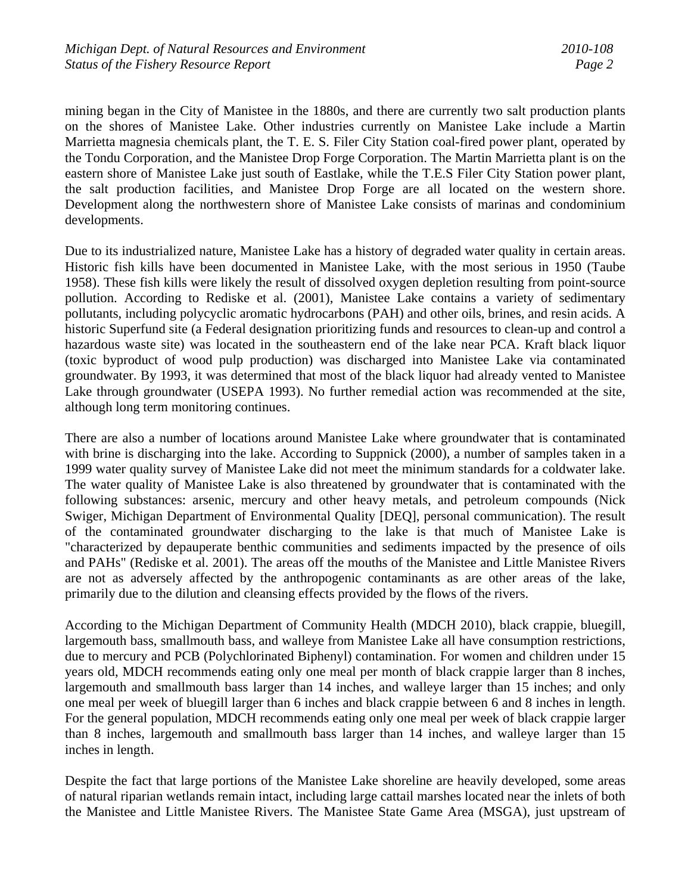mining began in the City of Manistee in the 1880s, and there are currently two salt production plants on the shores of Manistee Lake. Other industries currently on Manistee Lake include a Martin Marrietta magnesia chemicals plant, the T. E. S. Filer City Station coal-fired power plant, operated by the Tondu Corporation, and the Manistee Drop Forge Corporation. The Martin Marrietta plant is on the eastern shore of Manistee Lake just south of Eastlake, while the T.E.S Filer City Station power plant, the salt production facilities, and Manistee Drop Forge are all located on the western shore. Development along the northwestern shore of Manistee Lake consists of marinas and condominium developments.

Due to its industrialized nature, Manistee Lake has a history of degraded water quality in certain areas. Historic fish kills have been documented in Manistee Lake, with the most serious in 1950 (Taube 1958). These fish kills were likely the result of dissolved oxygen depletion resulting from point-source pollution. According to Rediske et al. (2001), Manistee Lake contains a variety of sedimentary pollutants, including polycyclic aromatic hydrocarbons (PAH) and other oils, brines, and resin acids. A historic Superfund site (a Federal designation prioritizing funds and resources to clean-up and control a hazardous waste site) was located in the southeastern end of the lake near PCA. Kraft black liquor (toxic byproduct of wood pulp production) was discharged into Manistee Lake via contaminated groundwater. By 1993, it was determined that most of the black liquor had already vented to Manistee Lake through groundwater (USEPA 1993). No further remedial action was recommended at the site, although long term monitoring continues.

There are also a number of locations around Manistee Lake where groundwater that is contaminated with brine is discharging into the lake. According to Suppnick (2000), a number of samples taken in a 1999 water quality survey of Manistee Lake did not meet the minimum standards for a coldwater lake. The water quality of Manistee Lake is also threatened by groundwater that is contaminated with the following substances: arsenic, mercury and other heavy metals, and petroleum compounds (Nick Swiger, Michigan Department of Environmental Quality [DEQ], personal communication). The result of the contaminated groundwater discharging to the lake is that much of Manistee Lake is "characterized by depauperate benthic communities and sediments impacted by the presence of oils and PAHs" (Rediske et al. 2001). The areas off the mouths of the Manistee and Little Manistee Rivers are not as adversely affected by the anthropogenic contaminants as are other areas of the lake, primarily due to the dilution and cleansing effects provided by the flows of the rivers.

According to the Michigan Department of Community Health (MDCH 2010), black crappie, bluegill, largemouth bass, smallmouth bass, and walleye from Manistee Lake all have consumption restrictions, due to mercury and PCB (Polychlorinated Biphenyl) contamination. For women and children under 15 years old, MDCH recommends eating only one meal per month of black crappie larger than 8 inches, largemouth and smallmouth bass larger than 14 inches, and walleye larger than 15 inches; and only one meal per week of bluegill larger than 6 inches and black crappie between 6 and 8 inches in length. For the general population, MDCH recommends eating only one meal per week of black crappie larger than 8 inches, largemouth and smallmouth bass larger than 14 inches, and walleye larger than 15 inches in length.

Despite the fact that large portions of the Manistee Lake shoreline are heavily developed, some areas of natural riparian wetlands remain intact, including large cattail marshes located near the inlets of both the Manistee and Little Manistee Rivers. The Manistee State Game Area (MSGA), just upstream of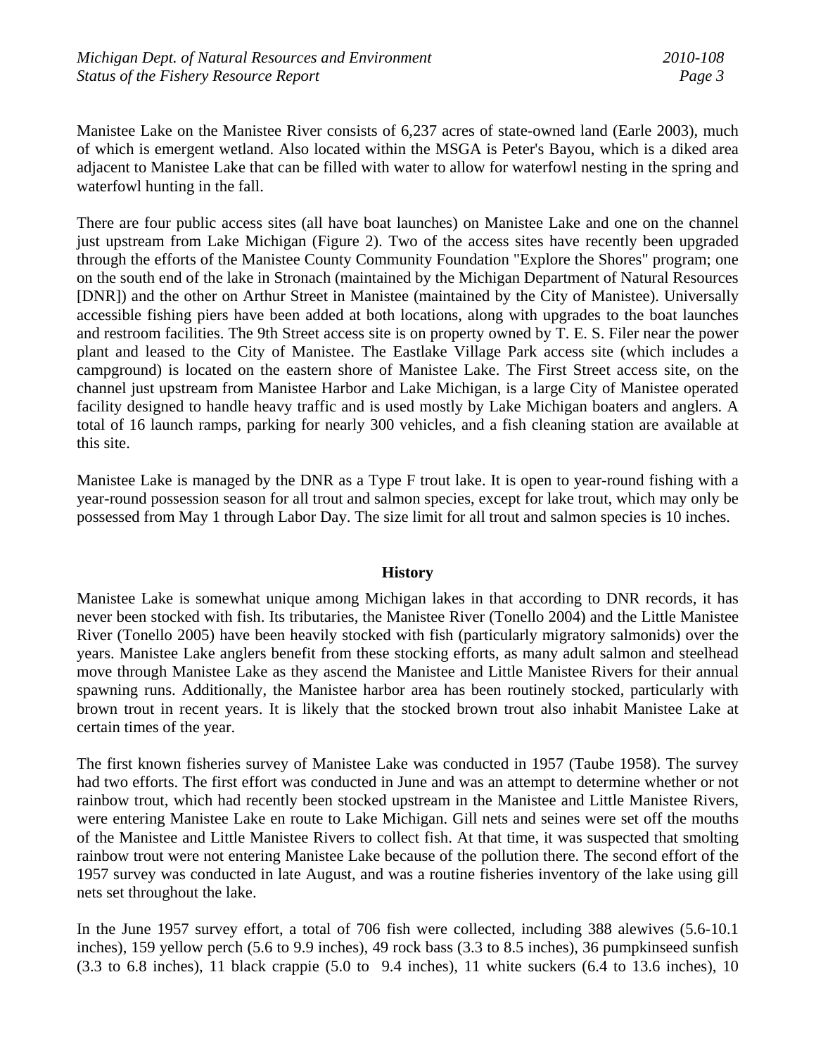Manistee Lake on the Manistee River consists of 6,237 acres of state-owned land (Earle 2003), much of which is emergent wetland. Also located within the MSGA is Peter's Bayou, which is a diked area adjacent to Manistee Lake that can be filled with water to allow for waterfowl nesting in the spring and waterfowl hunting in the fall.

There are four public access sites (all have boat launches) on Manistee Lake and one on the channel just upstream from Lake Michigan (Figure 2). Two of the access sites have recently been upgraded through the efforts of the Manistee County Community Foundation "Explore the Shores" program; one on the south end of the lake in Stronach (maintained by the Michigan Department of Natural Resources [DNR]) and the other on Arthur Street in Manistee (maintained by the City of Manistee). Universally accessible fishing piers have been added at both locations, along with upgrades to the boat launches and restroom facilities. The 9th Street access site is on property owned by T. E. S. Filer near the power plant and leased to the City of Manistee. The Eastlake Village Park access site (which includes a campground) is located on the eastern shore of Manistee Lake. The First Street access site, on the channel just upstream from Manistee Harbor and Lake Michigan, is a large City of Manistee operated facility designed to handle heavy traffic and is used mostly by Lake Michigan boaters and anglers. A total of 16 launch ramps, parking for nearly 300 vehicles, and a fish cleaning station are available at this site.

Manistee Lake is managed by the DNR as a Type F trout lake. It is open to year-round fishing with a year-round possession season for all trout and salmon species, except for lake trout, which may only be possessed from May 1 through Labor Day. The size limit for all trout and salmon species is 10 inches.

## History

Manistee Lake is somewhat unique among Michigan lakes in that according to DNR records, it has never been stocked with fish. Its tributaries, the Manistee River (Tonello 2004) and the Little Manistee River (Tonello 2005) have been heavily stocked with fish (particularly migratory salmonids) over the years. Manistee Lake anglers benefit from these stocking efforts, as many adult salmon and steelhead move through Manistee Lake as they ascend the Manistee and Little Manistee Rivers for their annual spawning runs. Additionally, the Manistee harbor area has been routinely stocked, particularly with brown trout in recent years. It is likely that the stocked brown trout also inhabit Manistee Lake at certain times of the year.

The first known fisheries survey of Manistee Lake was conducted in 1957 (Taube 1958). The survey had two efforts. The first effort was conducted in June and was an attempt to determine whether or not rainbow trout, which had recently been stocked upstream in the Manistee and Little Manistee Rivers, were entering Manistee Lake en route to Lake Michigan. Gill nets and seines were set off the mouths of the Manistee and Little Manistee Rivers to collect fish. At that time, it was suspected that smolting rainbow trout were not entering Manistee Lake because of the pollution there. The second effort of the 1957 survey was conducted in late August, and was a routine fisheries inventory of the lake using gill nets set throughout the lake.

In the June 1957 survey effort, a total of 706 fish were collected, including 388 alewives (5.6-10.1 inches), 159 yellow perch (5.6 to 9.9 inches), 49 rock bass (3.3 to 8.5 inches), 36 pumpkinseed sunfish (3.3 to 6.8 inches), 11 black crappie (5.0 to 9.4 inches), 11 white suckers (6.4 to 13.6 inches), 10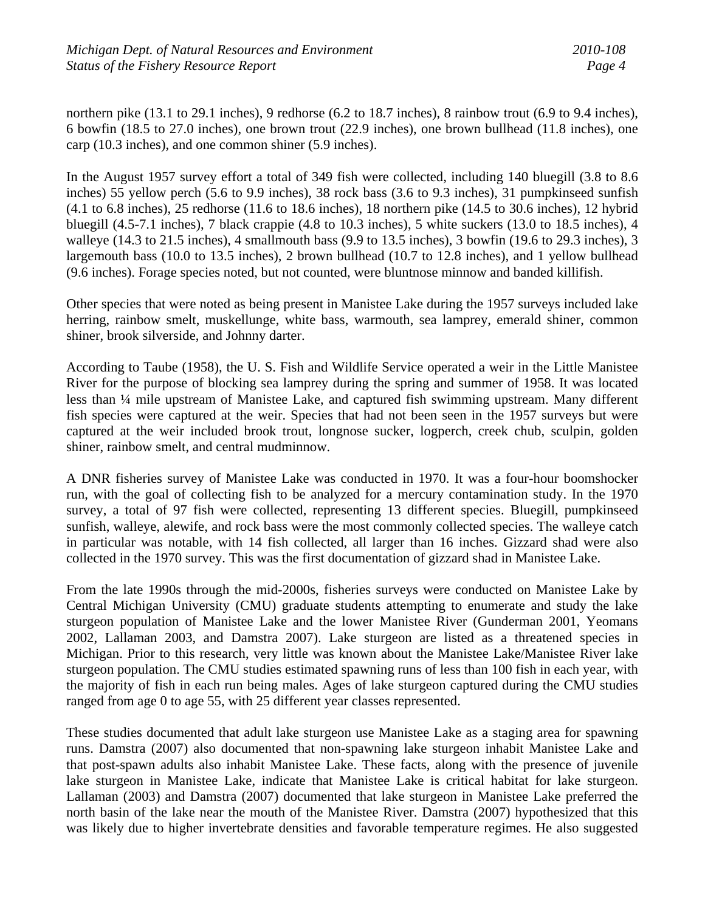northern pike (13.1 to 29.1 inches), 9 redhorse (6.2 to 18.7 inches), 8 rainbow trout (6.9 to 9.4 inches), 6 bowfin (18.5 to 27.0 inches), one brown trout (22.9 inches), one brown bullhead (11.8 inches), one carp (10.3 inches), and one common shiner (5.9 inches).

In the August 1957 survey effort a total of 349 fish were collected, including 140 bluegill (3.8 to 8.6 inches) 55 yellow perch (5.6 to 9.9 inches), 38 rock bass (3.6 to 9.3 inches), 31 pumpkinseed sunfish (4.1 to 6.8 inches), 25 redhorse (11.6 to 18.6 inches), 18 northern pike (14.5 to 30.6 inches), 12 hybrid bluegill (4.5-7.1 inches), 7 black crappie (4.8 to 10.3 inches), 5 white suckers (13.0 to 18.5 inches), 4 walleye (14.3 to 21.5 inches), 4 smallmouth bass (9.9 to 13.5 inches), 3 bowfin (19.6 to 29.3 inches), 3 largemouth bass (10.0 to 13.5 inches), 2 brown bullhead (10.7 to 12.8 inches), and 1 yellow bullhead (9.6 inches). Forage species noted, but not counted, were bluntnose minnow and banded killifish.

Other species that were noted as being present in Manistee Lake during the 1957 surveys included lake herring, rainbow smelt, muskellunge, white bass, warmouth, sea lamprey, emerald shiner, common shiner, brook silverside, and Johnny darter.

According to Taube (1958), the U. S. Fish and Wildlife Service operated a weir in the Little Manistee River for the purpose of blocking sea lamprey during the spring and summer of 1958. It was located less than ¼ mile upstream of Manistee Lake, and captured fish swimming upstream. Many different fish species were captured at the weir. Species that had not been seen in the 1957 surveys but were captured at the weir included brook trout, longnose sucker, logperch, creek chub, sculpin, golden shiner, rainbow smelt, and central mudminnow.

A DNR fisheries survey of Manistee Lake was conducted in 1970. It was a four-hour boomshocker run, with the goal of collecting fish to be analyzed for a mercury contamination study. In the 1970 survey, a total of 97 fish were collected, representing 13 different species. Bluegill, pumpkinseed sunfish, walleye, alewife, and rock bass were the most commonly collected species. The walleye catch in particular was notable, with 14 fish collected, all larger than 16 inches. Gizzard shad were also collected in the 1970 survey. This was the first documentation of gizzard shad in Manistee Lake.

From the late 1990s through the mid-2000s, fisheries surveys were conducted on Manistee Lake by Central Michigan University (CMU) graduate students attempting to enumerate and study the lake sturgeon population of Manistee Lake and the lower Manistee River (Gunderman 2001, Yeomans 2002, Lallaman 2003, and Damstra 2007). Lake sturgeon are listed as a threatened species in Michigan. Prior to this research, very little was known about the Manistee Lake/Manistee River lake sturgeon population. The CMU studies estimated spawning runs of less than 100 fish in each year, with the majority of fish in each run being males. Ages of lake sturgeon captured during the CMU studies ranged from age 0 to age 55, with 25 different year classes represented.

These studies documented that adult lake sturgeon use Manistee Lake as a staging area for spawning runs. Damstra (2007) also documented that non-spawning lake sturgeon inhabit Manistee Lake and that post-spawn adults also inhabit Manistee Lake. These facts, along with the presence of juvenile lake sturgeon in Manistee Lake, indicate that Manistee Lake is critical habitat for lake sturgeon. Lallaman (2003) and Damstra (2007) documented that lake sturgeon in Manistee Lake preferred the north basin of the lake near the mouth of the Manistee River. Damstra (2007) hypothesized that this was likely due to higher invertebrate densities and favorable temperature regimes. He also suggested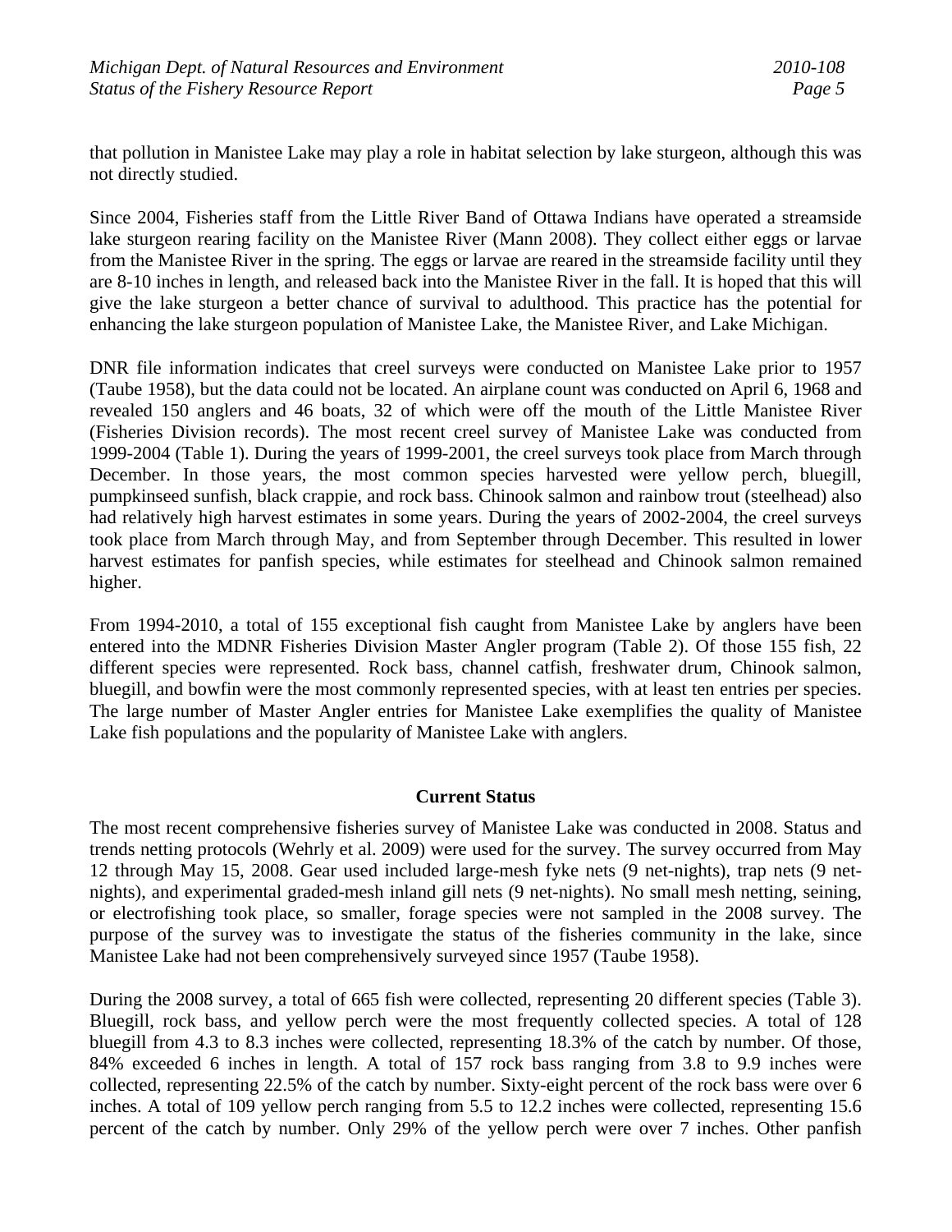that pollution in Manistee Lake may play a role in habitat selection by lake sturgeon, although this was not directly studied.

Since 2004, Fisheries staff from the Little River Band of Ottawa Indians have operated a streamside lake sturgeon rearing facility on the Manistee River (Mann 2008). They collect either eggs or larvae from the Manistee River in the spring. The eggs or larvae are reared in the streamside facility until they are 8-10 inches in length, and released back into the Manistee River in the fall. It is hoped that this will give the lake sturgeon a better chance of survival to adulthood. This practice has the potential for enhancing the lake sturgeon population of Manistee Lake, the Manistee River, and Lake Michigan.

DNR file information indicates that creel surveys were conducted on Manistee Lake prior to 1957 (Taube 1958), but the data could not be located. An airplane count was conducted on April 6, 1968 and revealed 150 anglers and 46 boats, 32 of which were off the mouth of the Little Manistee River (Fisheries Division records). The most recent creel survey of Manistee Lake was conducted from 1999-2004 (Table 1). During the years of 1999-2001, the creel surveys took place from March through December. In those years, the most common species harvested were yellow perch, bluegill, pumpkinseed sunfish, black crappie, and rock bass. Chinook salmon and rainbow trout (steelhead) also had relatively high harvest estimates in some years. During the years of 2002-2004, the creel surveys took place from March through May, and from September through December. This resulted in lower harvest estimates for panfish species, while estimates for steelhead and Chinook salmon remained higher.

From 1994-2010, a total of 155 exceptional fish caught from Manistee Lake by anglers have been entered into the MDNR Fisheries Division Master Angler program (Table 2). Of those 155 fish, 22 different species were represented. Rock bass, channel catfish, freshwater drum, Chinook salmon, bluegill, and bowfin were the most commonly represented species, with at least ten entries per species. The large number of Master Angler entries for Manistee Lake exemplifies the quality of Manistee Lake fish populations and the popularity of Manistee Lake with anglers.

## Current Status

The most recent comprehensive fisheries survey of Manistee Lake was conducted in 2008. Status and trends netting protocols (Wehrly et al. 2009) were used for the survey. The survey occurred from May 12 through May 15, 2008. Gear used included large-mesh fyke nets (9 net-nights), trap nets (9 net-nights), and experimental graded-mesh inland gill nets (9 net-nights). No small mesh netting, seining, or electrofishing took place, so smaller, forage species were not sampled in the 2008 survey. The purpose of the survey was to investigate the status of the fisheries community in the lake, since Manistee Lake had not been comprehensively surveyed since 1957 (Taube 1958).

During the 2008 survey, a total of 665 fish were collected, representing 20 different species (Table 3). Bluegill, rock bass, and yellow perch were the most frequently collected species. A total of 128 bluegill from 4.3 to 8.3 inches were collected, representing 18.3% of the catch by number. Of those, 84% exceeded 6 inches in length. A total of 157 rock bass ranging from 3.8 to 9.9 inches were collected, representing 22.5% of the catch by number. Sixty-eight percent of the rock bass were over 6 inches. A total of 109 yellow perch ranging from 5.5 to 12.2 inches were collected, representing 15.6 percent of the catch by number. Only 29% of the yellow perch were over 7 inches. Other panfish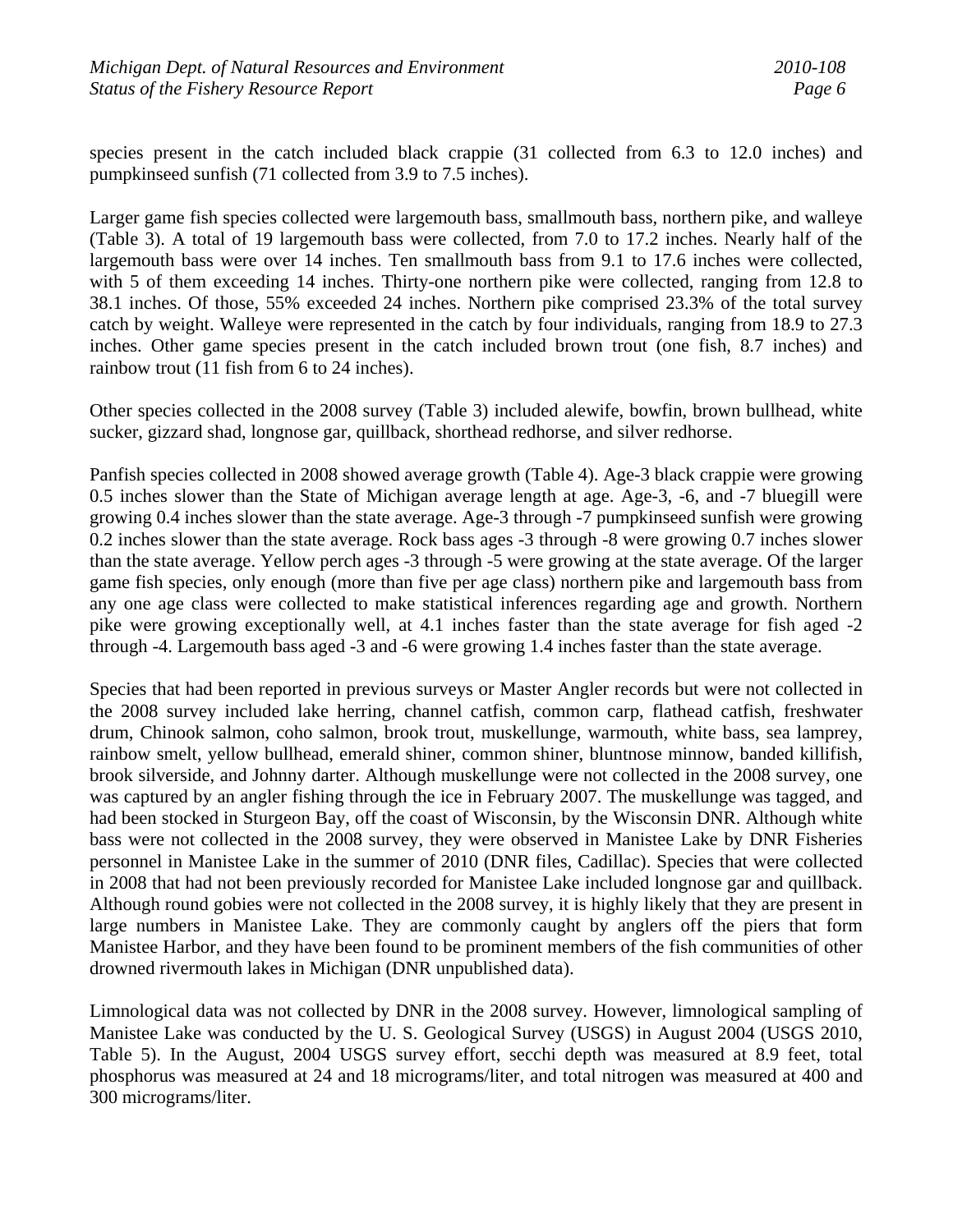species present in the catch included black crappie (31 collected from 6.3 to 12.0 inches) and pumpkinseed sunfish (71 collected from 3.9 to 7.5 inches).

Larger game fish species collected were largemouth bass, smallmouth bass, northern pike, and walleye (Table 3). A total of 19 largemouth bass were collected, from 7.0 to 17.2 inches. Nearly half of the largemouth bass were over 14 inches. Ten smallmouth bass from 9.1 to 17.6 inches were collected, with 5 of them exceeding 14 inches. Thirty-one northern pike were collected, ranging from 12.8 to 38.1 inches. Of those, 55% exceeded 24 inches. Northern pike comprised 23.3% of the total survey catch by weight. Walleye were represented in the catch by four individuals, ranging from 18.9 to 27.3 inches. Other game species present in the catch included brown trout (one fish, 8.7 inches) and rainbow trout (11 fish from 6 to 24 inches).

Other species collected in the 2008 survey (Table 3) included alewife, bowfin, brown bullhead, white sucker, gizzard shad, longnose gar, quillback, shorthead redhorse, and silver redhorse.

Panfish species collected in 2008 showed average growth (Table 4). Age-3 black crappie were growing 0.5 inches slower than the State of Michigan average length at age. Age-3, -6, and -7 bluegill were growing 0.4 inches slower than the state average. Age-3 through -7 pumpkinseed sunfish were growing 0.2 inches slower than the state average. Rock bass ages -3 through -8 were growing 0.7 inches slower than the state average. Yellow perch ages -3 through -5 were growing at the state average. Of the larger game fish species, only enough (more than five per age class) northern pike and largemouth bass from any one age class were collected to make statistical inferences regarding age and growth. Northern pike were growing exceptionally well, at 4.1 inches faster than the state average for fish aged -2 through -4. Largemouth bass aged -3 and -6 were growing 1.4 inches faster than the state average.

Species that had been reported in previous surveys or Master Angler records but were not collected in the 2008 survey included lake herring, channel catfish, common carp, flathead catfish, freshwater drum, Chinook salmon, coho salmon, brook trout, muskellunge, warmouth, white bass, sea lamprey, rainbow smelt, yellow bullhead, emerald shiner, common shiner, bluntnose minnow, banded killifish, brook silverside, and Johnny darter. Although muskellunge were not collected in the 2008 survey, one was captured by an angler fishing through the ice in February 2007. The muskellunge was tagged, and had been stocked in Sturgeon Bay, off the coast of Wisconsin, by the Wisconsin DNR. Although white bass were not collected in the 2008 survey, they were observed in Manistee Lake by DNR Fisheries personnel in Manistee Lake in the summer of 2010 (DNR files, Cadillac). Species that were collected in 2008 that had not been previously recorded for Manistee Lake included longnose gar and quillback. Although round gobies were not collected in the 2008 survey, it is highly likely that they are present in large numbers in Manistee Lake. They are commonly caught by anglers off the piers that form Manistee Harbor, and they have been found to be prominent members of the fish communities of other drowned rivermouth lakes in Michigan (DNR unpublished data).

Limnological data was not collected by DNR in the 2008 survey. However, limnological sampling of Manistee Lake was conducted by the U. S. Geological Survey (USGS) in August 2004 (USGS 2010, Table 5). In the August, 2004 USGS survey effort, secchi depth was measured at 8.9 feet, total phosphorus was measured at 24 and 18 micrograms/liter, and total nitrogen was measured at 400 and 300 micrograms/liter.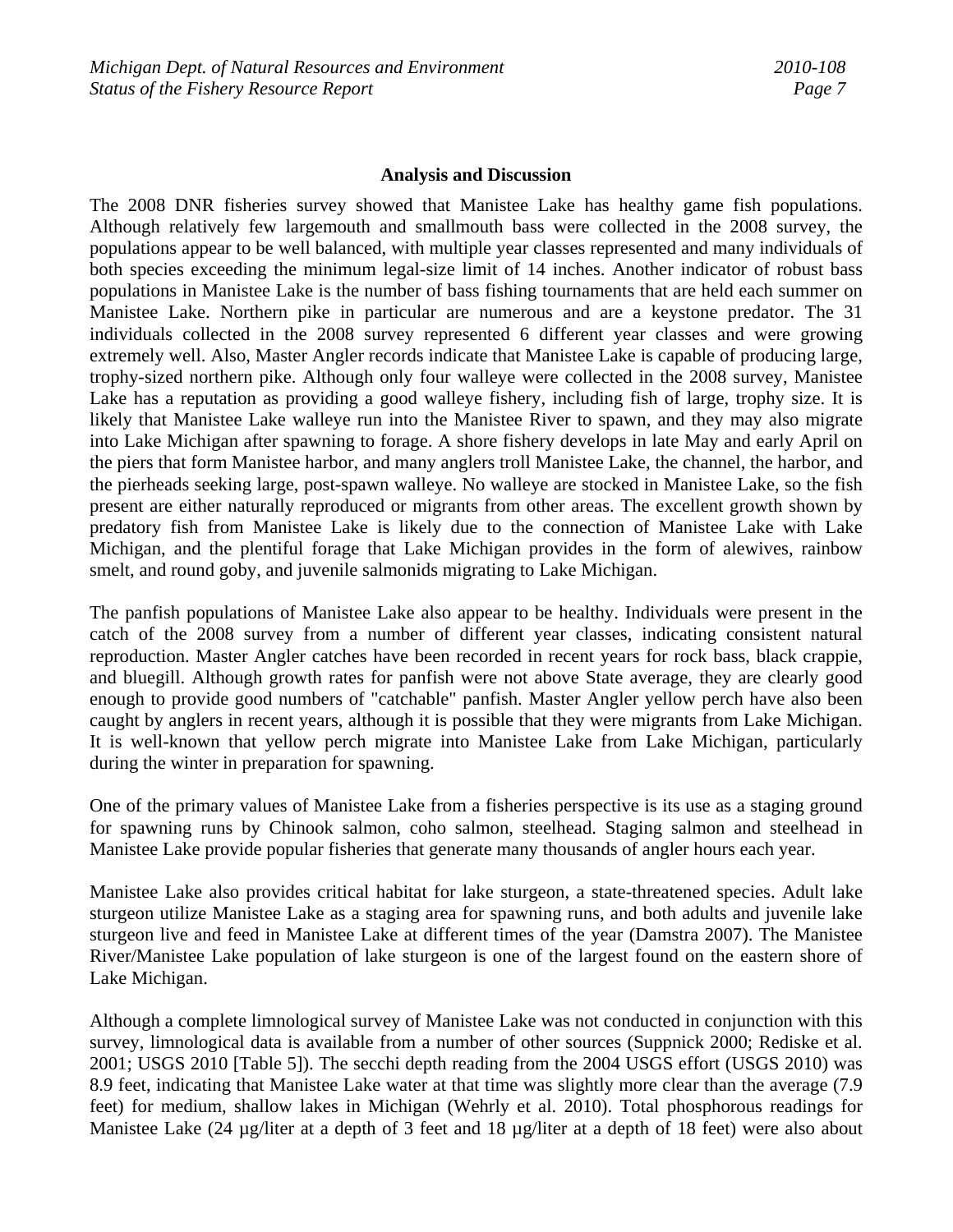## Analysis and Discussion

The 2008 DNR fisheries survey showed that Manistee Lake has healthy game fish populations. Although relatively few largemouth and smallmouth bass were collected in the 2008 survey, the populations appear to be well balanced, with multiple year classes represented and many individuals of both species exceeding the minimum legal-size limit of 14 inches. Another indicator of robust bass populations in Manistee Lake is the number of bass fishing tournaments that are held each summer on Manistee Lake. Northern pike in particular are numerous and are a keystone predator. The 31 individuals collected in the 2008 survey represented 6 different year classes and were growing extremely well. Also, Master Angler records indicate that Manistee Lake is capable of producing large, trophy-sized northern pike. Although only four walleye were collected in the 2008 survey, Manistee Lake has a reputation as providing a good walleye fishery, including fish of large, trophy size. It is likely that Manistee Lake walleye run into the Manistee River to spawn, and they may also migrate into Lake Michigan after spawning to forage. A shore fishery develops in late May and early April on the piers that form Manistee harbor, and many anglers troll Manistee Lake, the channel, the harbor, and the pierheads seeking large, post-spawn walleye. No walleye are stocked in Manistee Lake, so the fish present are either naturally reproduced or migrants from other areas. The excellent growth shown by predatory fish from Manistee Lake is likely due to the connection of Manistee Lake with Lake Michigan, and the plentiful forage that Lake Michigan provides in the form of alewives, rainbow smelt, and round goby, and juvenile salmonids migrating to Lake Michigan.

The panfish populations of Manistee Lake also appear to be healthy. Individuals were present in the catch of the 2008 survey from a number of different year classes, indicating consistent natural reproduction. Master Angler catches have been recorded in recent years for rock bass, black crappie, and bluegill. Although growth rates for panfish were not above State average, they are clearly good enough to provide good numbers of "catchable" panfish. Master Angler yellow perch have also been caught by anglers in recent years, although it is possible that they were migrants from Lake Michigan. It is well-known that yellow perch migrate into Manistee Lake from Lake Michigan, particularly during the winter in preparation for spawning.

One of the primary values of Manistee Lake from a fisheries perspective is its use as a staging ground for spawning runs by Chinook salmon, coho salmon, steelhead. Staging salmon and steelhead in Manistee Lake provide popular fisheries that generate many thousands of angler hours each year.

Manistee Lake also provides critical habitat for lake sturgeon, a state-threatened species. Adult lake sturgeon utilize Manistee Lake as a staging area for spawning runs, and both adults and juvenile lake sturgeon live and feed in Manistee Lake at different times of the year (Damstra 2007). The Manistee River/Manistee Lake population of lake sturgeon is one of the largest found on the eastern shore of Lake Michigan.

Although a complete limnological survey of Manistee Lake was not conducted in conjunction with this survey, limnological data is available from a number of other sources (Suppnick 2000; Rediske et al. 2001; USGS 2010 [Table 5]). The secchi depth reading from the 2004 USGS effort (USGS 2010) was 8.9 feet, indicating that Manistee Lake water at that time was slightly more clear than the average (7.9 feet) for medium, shallow lakes in Michigan (Wehrly et al. 2010). Total phosphorous readings for Manistee Lake (24 µg/liter at a depth of 3 feet and 18 µg/liter at a depth of 18 feet) were also about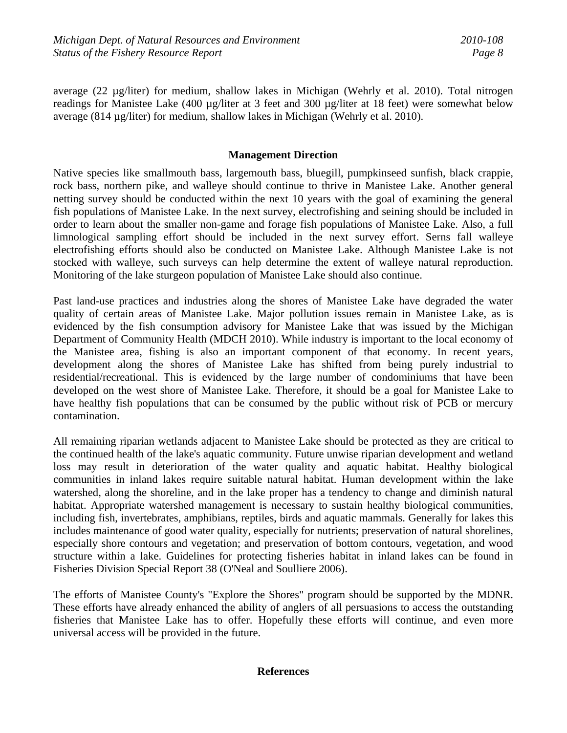average (22 µg/liter) for medium, shallow lakes in Michigan (Wehrly et al. 2010). Total nitrogen readings for Manistee Lake (400 µg/liter at 3 feet and 300 µg/liter at 18 feet) were somewhat below average (814 µg/liter) for medium, shallow lakes in Michigan (Wehrly et al. 2010).

## Management Direction

Native species like smallmouth bass, largemouth bass, bluegill, pumpkinseed sunfish, black crappie, rock bass, northern pike, and walleye should continue to thrive in Manistee Lake. Another general netting survey should be conducted within the next 10 years with the goal of examining the general fish populations of Manistee Lake. In the next survey, electrofishing and seining should be included in order to learn about the smaller non-game and forage fish populations of Manistee Lake. Also, a full limnological sampling effort should be included in the next survey effort. Serns fall walleye electrofishing efforts should also be conducted on Manistee Lake. Although Manistee Lake is not stocked with walleye, such surveys can help determine the extent of walleye natural reproduction. Monitoring of the lake sturgeon population of Manistee Lake should also continue.

Past land-use practices and industries along the shores of Manistee Lake have degraded the water quality of certain areas of Manistee Lake. Major pollution issues remain in Manistee Lake, as is evidenced by the fish consumption advisory for Manistee Lake that was issued by the Michigan Department of Community Health (MDCH 2010). While industry is important to the local economy of the Manistee area, fishing is also an important component of that economy. In recent years, development along the shores of Manistee Lake has shifted from being purely industrial to residential/recreational. This is evidenced by the large number of condominiums that have been developed on the west shore of Manistee Lake. Therefore, it should be a goal for Manistee Lake to have healthy fish populations that can be consumed by the public without risk of PCB or mercury contamination.

All remaining riparian wetlands adjacent to Manistee Lake should be protected as they are critical to the continued health of the lake's aquatic community. Future unwise riparian development and wetland loss may result in deterioration of the water quality and aquatic habitat. Healthy biological communities in inland lakes require suitable natural habitat. Human development within the lake watershed, along the shoreline, and in the lake proper has a tendency to change and diminish natural habitat. Appropriate watershed management is necessary to sustain healthy biological communities, including fish, invertebrates, amphibians, reptiles, birds and aquatic mammals. Generally for lakes this includes maintenance of good water quality, especially for nutrients; preservation of natural shorelines, especially shore contours and vegetation; and preservation of bottom contours, vegetation, and wood structure within a lake. Guidelines for protecting fisheries habitat in inland lakes can be found in Fisheries Division Special Report 38 (O'Neal and Soulliere 2006).

The efforts of Manistee County's "Explore the Shores" program should be supported by the MDNR. These efforts have already enhanced the ability of anglers of all persuasions to access the outstanding fisheries that Manistee Lake has to offer. Hopefully these efforts will continue, and even more universal access will be provided in the future.

## References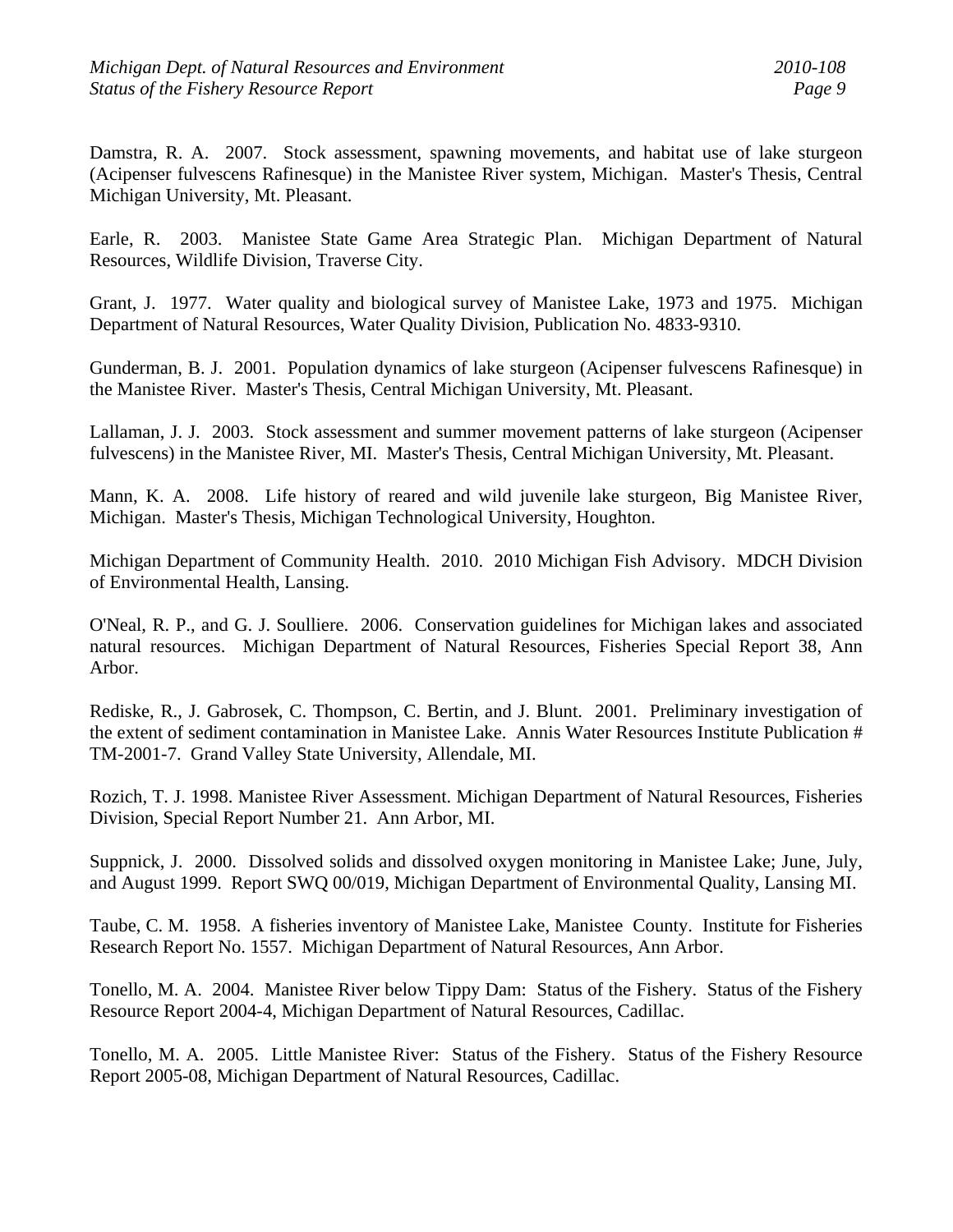Damstra, R. A. 2007. Stock assessment, spawning movements, and habitat use of lake sturgeon (Acipenser fulvescens Rafinesque) in the Manistee River system, Michigan. Master's Thesis, Central Michigan University, Mt. Pleasant.

Earle, R. 2003. Manistee State Game Area Strategic Plan. Michigan Department of Natural Resources, Wildlife Division, Traverse City.

Grant, J. 1977. Water quality and biological survey of Manistee Lake, 1973 and 1975. Michigan Department of Natural Resources, Water Quality Division, Publication No. 4833-9310.

Gunderman, B. J. 2001. Population dynamics of lake sturgeon (Acipenser fulvescens Rafinesque) in the Manistee River. Master's Thesis, Central Michigan University, Mt. Pleasant.

Lallaman, J. J. 2003. Stock assessment and summer movement patterns of lake sturgeon (Acipenser fulvescens) in the Manistee River, MI. Master's Thesis, Central Michigan University, Mt. Pleasant.

Mann, K. A. 2008. Life history of reared and wild juvenile lake sturgeon, Big Manistee River, Michigan. Master's Thesis, Michigan Technological University, Houghton.

Michigan Department of Community Health. 2010. 2010 Michigan Fish Advisory. MDCH Division of Environmental Health, Lansing.

O'Neal, R. P., and G. J. Soulliere. 2006. Conservation guidelines for Michigan lakes and associated natural resources. Michigan Department of Natural Resources, Fisheries Special Report 38, Ann Arbor.

Rediske, R., J. Gabrosek, C. Thompson, C. Bertin, and J. Blunt. 2001. Preliminary investigation of the extent of sediment contamination in Manistee Lake. Annis Water Resources Institute Publication # TM-2001-7. Grand Valley State University, Allendale, MI.

Rozich, T. J. 1998. Manistee River Assessment. Michigan Department of Natural Resources, Fisheries Division, Special Report Number 21. Ann Arbor, MI.

Suppnick, J. 2000. Dissolved solids and dissolved oxygen monitoring in Manistee Lake; June, July, and August 1999. Report SWQ 00/019, Michigan Department of Environmental Quality, Lansing MI.

Taube, C. M. 1958. A fisheries inventory of Manistee Lake, Manistee County. Institute for Fisheries Research Report No. 1557. Michigan Department of Natural Resources, Ann Arbor.

Tonello, M. A. 2004. Manistee River below Tippy Dam: Status of the Fishery. Status of the Fishery Resource Report 2004-4, Michigan Department of Natural Resources, Cadillac.

Tonello, M. A. 2005. Little Manistee River: Status of the Fishery. Status of the Fishery Resource Report 2005-08, Michigan Department of Natural Resources, Cadillac.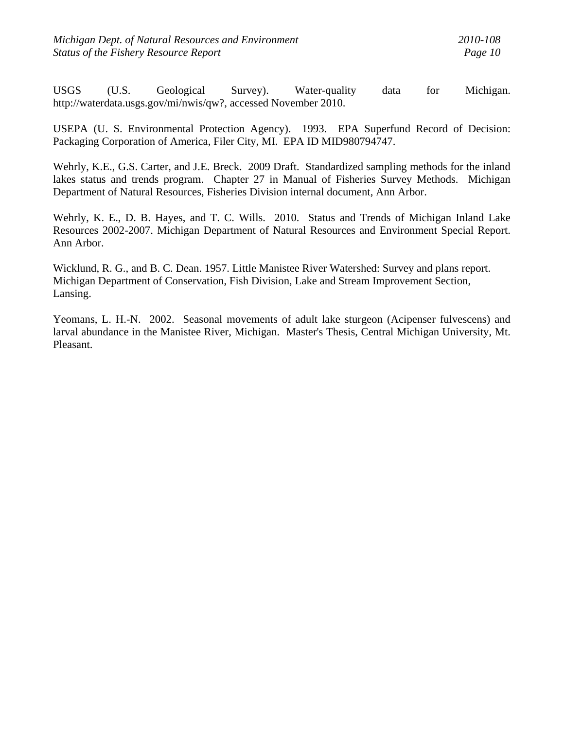USGS (U.S. Geological Survey). Water-quality data for Michigan. http://waterdata.usgs.gov/mi/nwis/qw?, accessed November 2010.

USEPA (U. S. Environmental Protection Agency). 1993. EPA Superfund Record of Decision: Packaging Corporation of America, Filer City, MI. EPA ID MID980794747.

Wehrly, K.E., G.S. Carter, and J.E. Breck. 2009 Draft. Standardized sampling methods for the inland lakes status and trends program. Chapter 27 in Manual of Fisheries Survey Methods. Michigan Department of Natural Resources, Fisheries Division internal document, Ann Arbor.

Wehrly, K. E., D. B. Hayes, and T. C. Wills. 2010. Status and Trends of Michigan Inland Lake Resources 2002-2007. Michigan Department of Natural Resources and Environment Special Report. Ann Arbor.

Wicklund, R. G., and B. C. Dean. 1957. Little Manistee River Watershed: Survey and plans report. Michigan Department of Conservation, Fish Division, Lake and Stream Improvement Section, Lansing.

Yeomans, L. H.-N. 2002. Seasonal movements of adult lake sturgeon (Acipenser fulvescens) and larval abundance in the Manistee River, Michigan. Master's Thesis, Central Michigan University, Mt. Pleasant.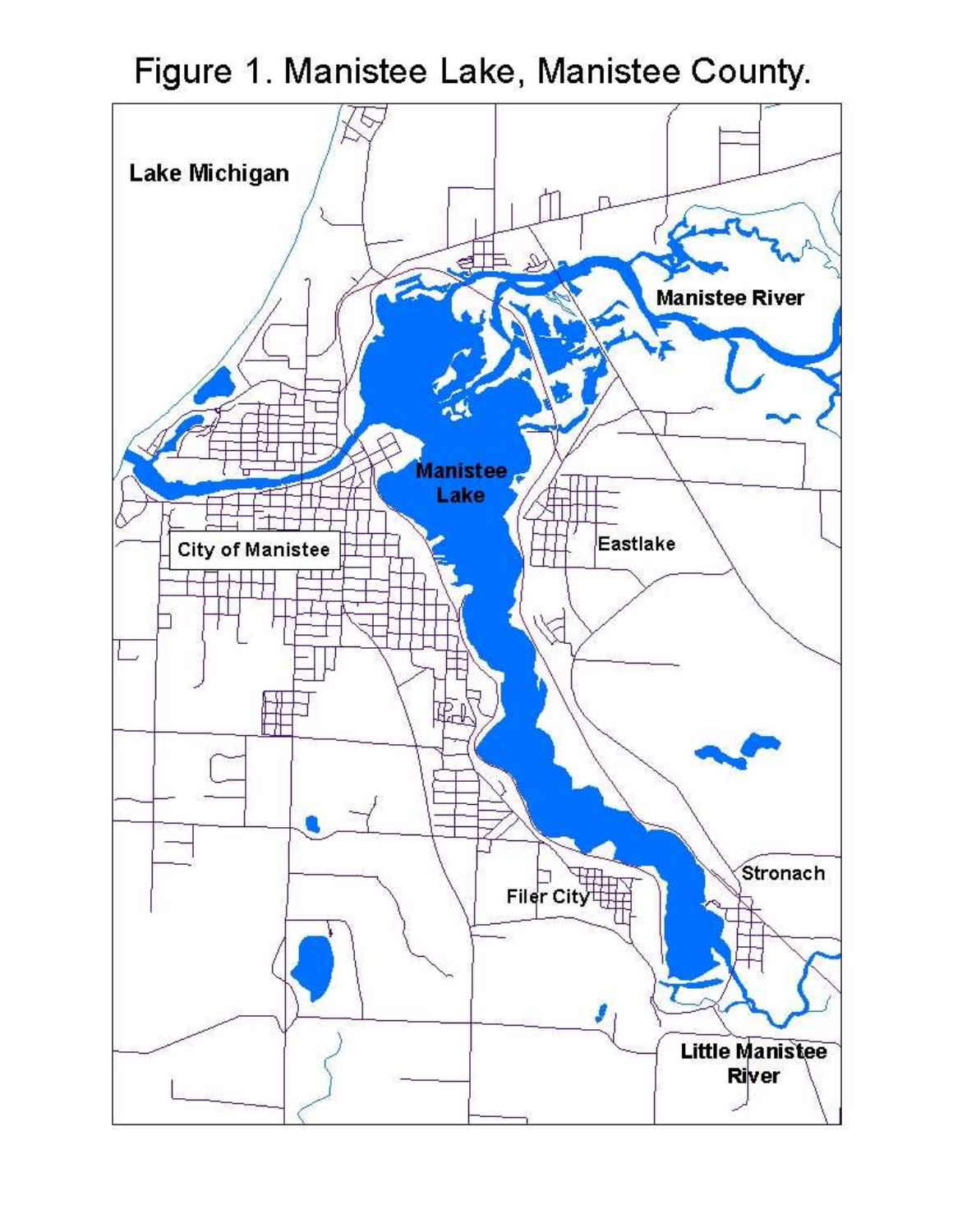Figure 1. Manistee Lake, Manistee County.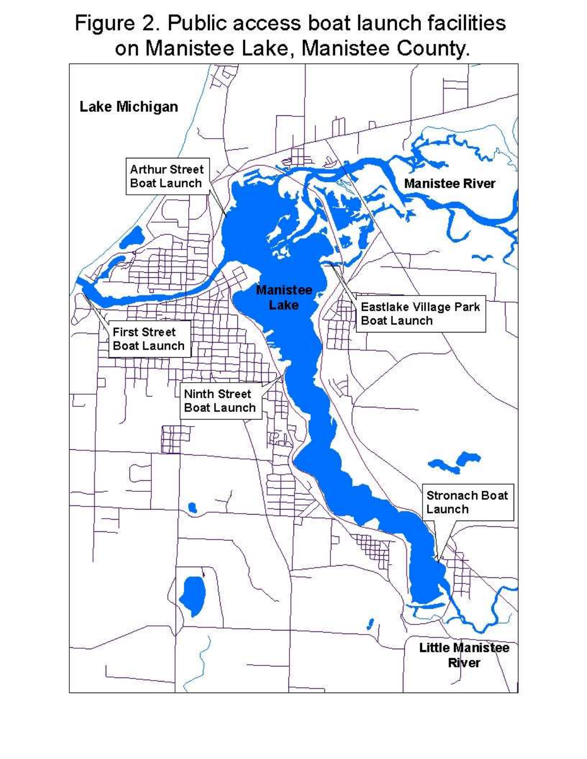Figure 2. Public access boat launch facilities on Manistee Lake, Manistee County.

Lake Michigan

Arthur Street Boat Launch

Manistee River

Manistee Lake

Eastlake Village Park Boat Launch

First Street Boat Launch

Ninth Street Boat Launch

Stronach Boat Launch

Little Manistee River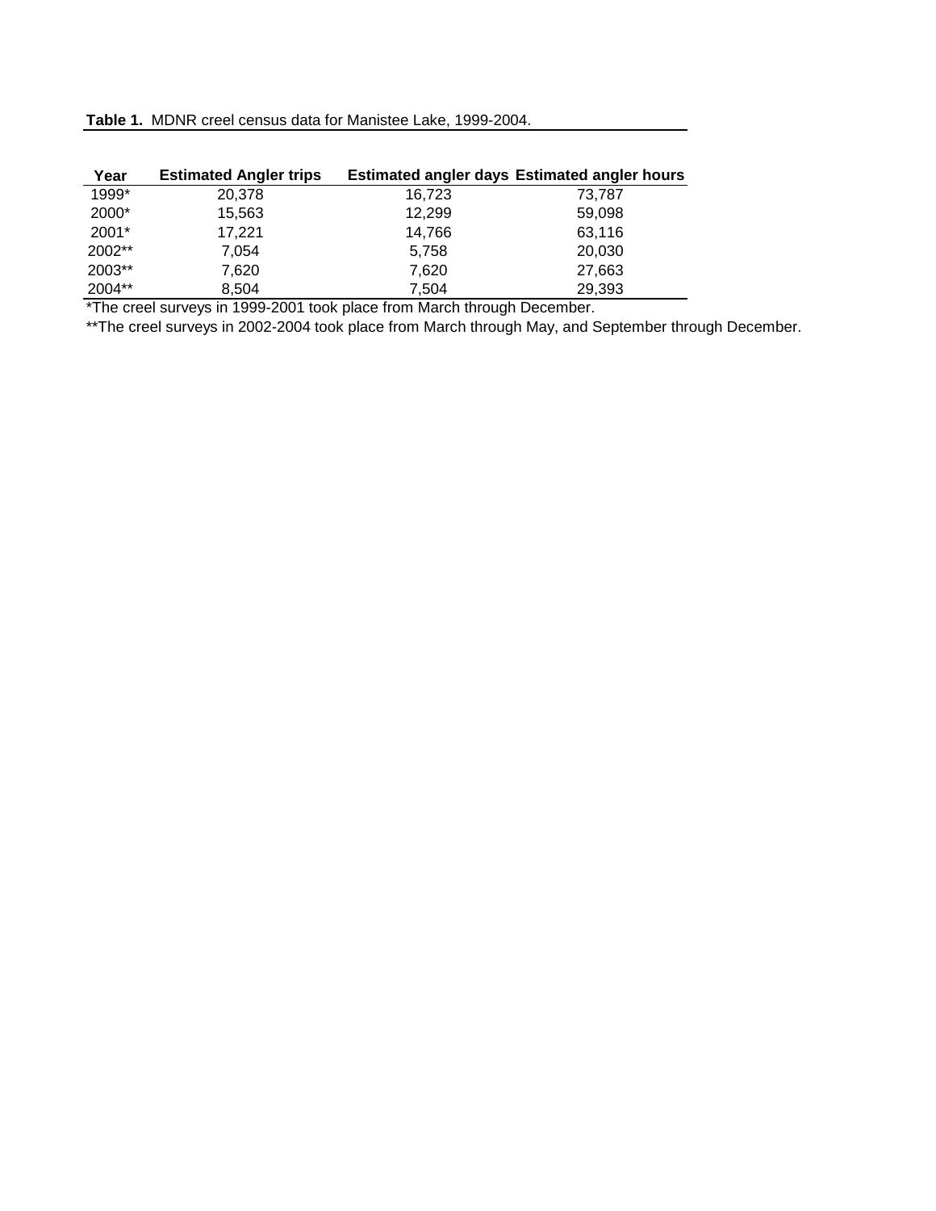**Table 1.** MDNR creel census data for Manistee Lake, 1999-2004.

| Year | Estimated Angler trips | Estimated angler days | Estimated angler hours |
|---|---|---|---|
| 1999* | 20,378 | 16,723 | 73,787 |
| 2000* | 15,563 | 12,299 | 59,098 |
| 2001* | 17,221 | 14,766 | 63,116 |
| 2002** | 7,054 | 5,758 | 20,030 |
| 2003** | 7,620 | 7,620 | 27,663 |
| 2004** | 8,504 | 7,504 | 29,393 |

*The creel surveys in 1999-2001 took place from March through December.

**The creel surveys in 2002-2004 took place from March through May, and September through December.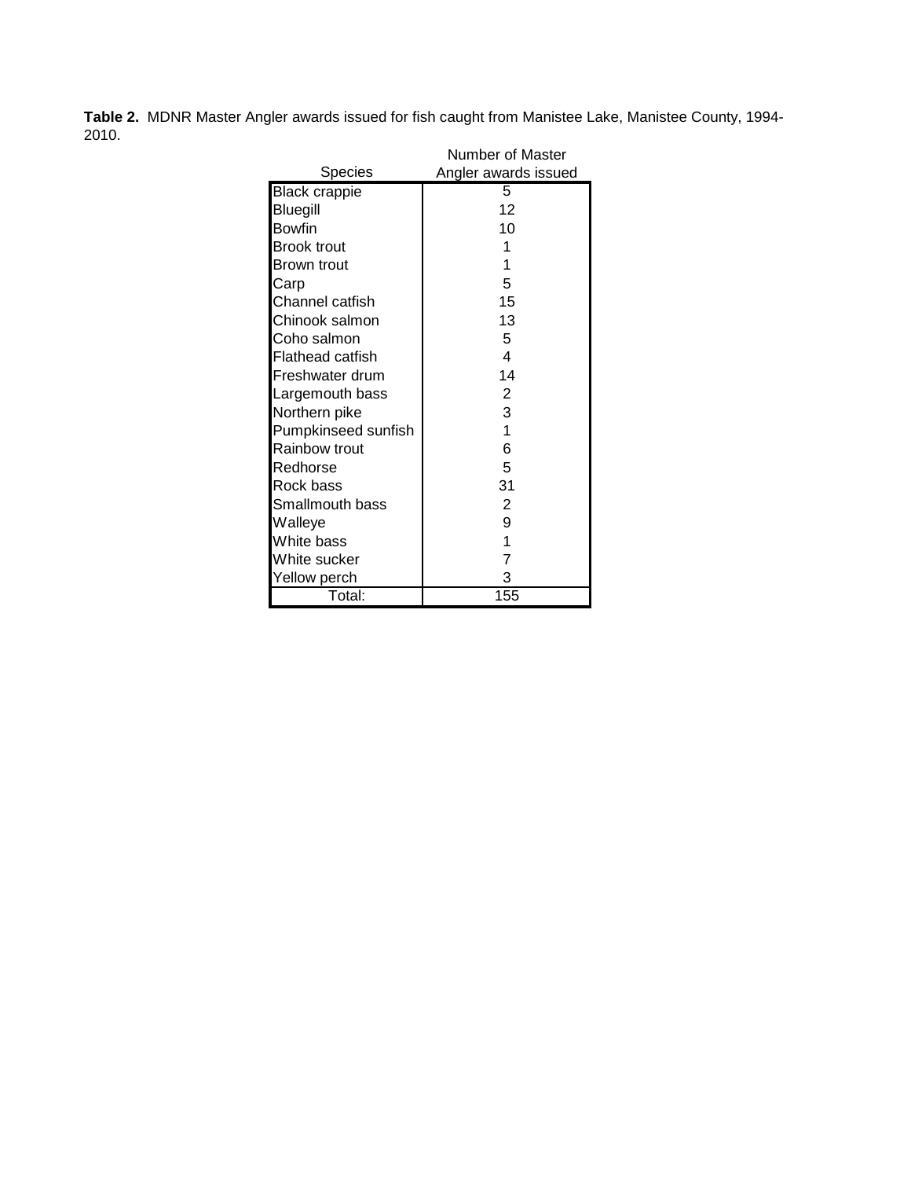**Table 2.** MDNR Master Angler awards issued for fish caught from Manistee Lake, Manistee County, 1994-2010.

| Species | Number of Master Angler awards issued |
|---|---|
| Black crappie | 5 |
| Bluegill | 12 |
| Bowfin | 10 |
| Brook trout | 1 |
| Brown trout | 1 |
| Carp | 5 |
| Channel catfish | 15 |
| Chinook salmon | 13 |
| Coho salmon | 5 |
| Flathead catfish | 4 |
| Freshwater drum | 14 |
| Largemouth bass | 2 |
| Northern pike | 3 |
| Pumpkinseed sunfish | 1 |
| Rainbow trout | 6 |
| Redhorse | 5 |
| Rock bass | 31 |
| Smallmouth bass | 2 |
| Walleye | 9 |
| White bass | 1 |
| White sucker | 7 |
| Yellow perch | 3 |
| Total: | 155 |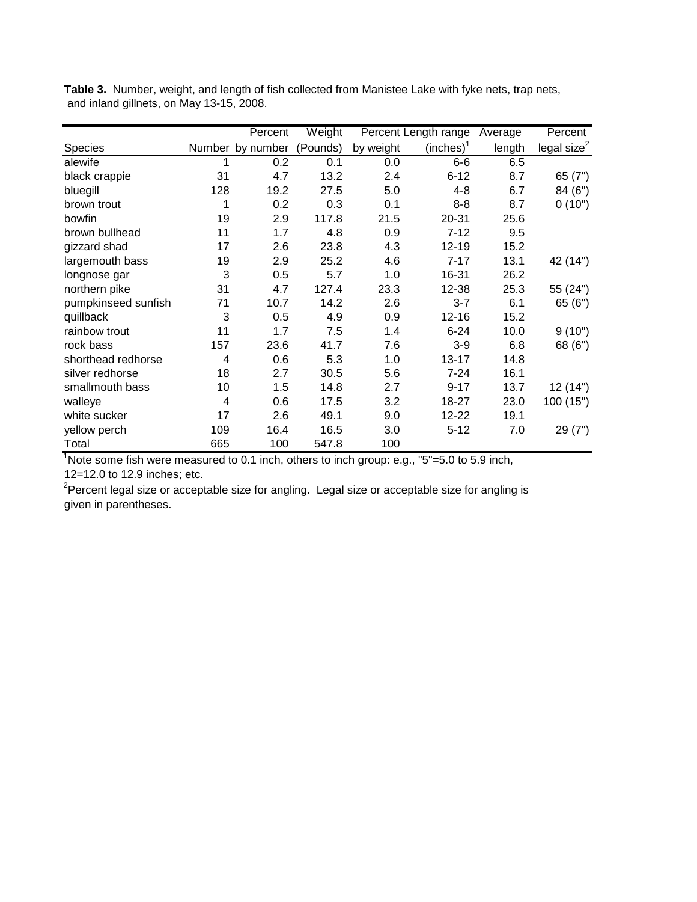**Table 3.** Number, weight, and length of fish collected from Manistee Lake with fyke nets, trap nets, and inland gillnets, on May 13-15, 2008.

| Species | Number | Percent by number | Weight (Pounds) | Percent by weight | Length range (inches)[1] | Average length | Percent legal size[2] |
|---|---|---|---|---|---|---|---|
| alewife | 1 | 0.2 | 0.1 | 0.0 | 6-6 | 6.5 | |
| black crappie | 31 | 4.7 | 13.2 | 2.4 | 6-12 | 8.7 | 65 (7") |
| bluegill | 128 | 19.2 | 27.5 | 5.0 | 4-8 | 6.7 | 84 (6") |
| brown trout | 1 | 0.2 | 0.3 | 0.1 | 8-8 | 8.7 | 0 (10") |
| bowfin | 19 | 2.9 | 117.8 | 21.5 | 20-31 | 25.6 | |
| brown bullhead | 11 | 1.7 | 4.8 | 0.9 | 7-12 | 9.5 | |
| gizzard shad | 17 | 2.6 | 23.8 | 4.3 | 12-19 | 15.2 | |
| largemouth bass | 19 | 2.9 | 25.2 | 4.6 | 7-17 | 13.1 | 42 (14") |
| longnose gar | 3 | 0.5 | 5.7 | 1.0 | 16-31 | 26.2 | |
| northern pike | 31 | 4.7 | 127.4 | 23.3 | 12-38 | 25.3 | 55 (24") |
| pumpkinseed sunfish | 71 | 10.7 | 14.2 | 2.6 | 3-7 | 6.1 | 65 (6") |
| quillback | 3 | 0.5 | 4.9 | 0.9 | 12-16 | 15.2 | |
| rainbow trout | 11 | 1.7 | 7.5 | 1.4 | 6-24 | 10.0 | 9 (10") |
| rock bass | 157 | 23.6 | 41.7 | 7.6 | 3-9 | 6.8 | 68 (6") |
| shorthead redhorse | 4 | 0.6 | 5.3 | 1.0 | 13-17 | 14.8 | |
| silver redhorse | 18 | 2.7 | 30.5 | 5.6 | 7-24 | 16.1 | |
| smallmouth bass | 10 | 1.5 | 14.8 | 2.7 | 9-17 | 13.7 | 12 (14") |
| walleye | 4 | 0.6 | 17.5 | 3.2 | 18-27 | 23.0 | 100 (15") |
| white sucker | 17 | 2.6 | 49.1 | 9.0 | 12-22 | 19.1 | |
| yellow perch | 109 | 16.4 | 16.5 | 3.0 | 5-12 | 7.0 | 29 (7") |
| Total | 665 | 100 | 547.8 | 100 | | | |

[1]Note some fish were measured to 0.1 inch, others to inch group: e.g., "5"=5.0 to 5.9 inch, 12=12.0 to 12.9 inches; etc.

[2]Percent legal size or acceptable size for angling. Legal size or acceptable size for angling is given in parentheses.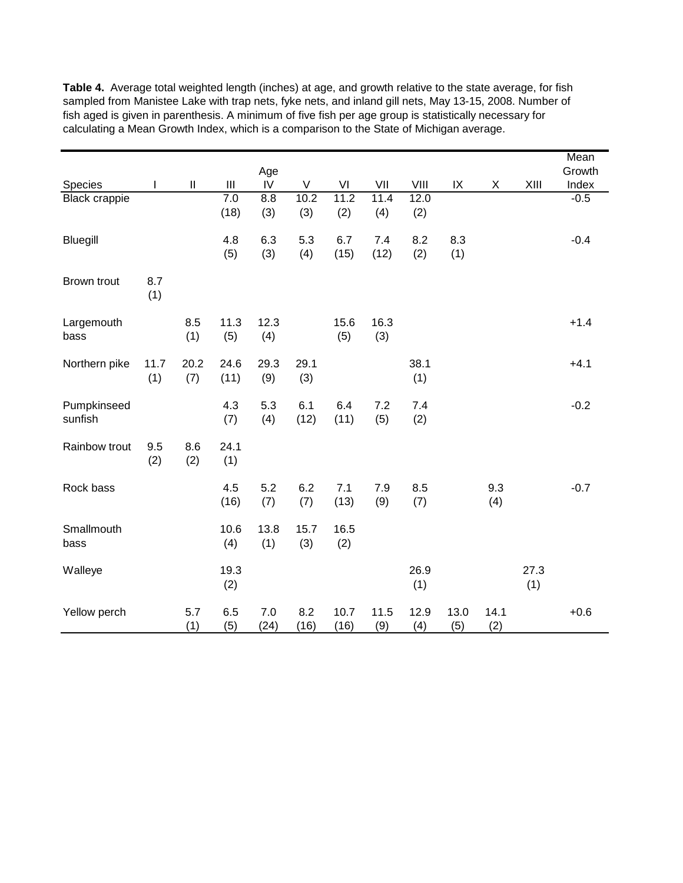**Table 4.** Average total weighted length (inches) at age, and growth relative to the state average, for fish sampled from Manistee Lake with trap nets, fyke nets, and inland gill nets, May 13-15, 2008. Number of fish aged is given in parenthesis. A minimum of five fish per age group is statistically necessary for calculating a Mean Growth Index, which is a comparison to the State of Michigan average.

| Species | Age I | II | III | IV | V | VI | VII | VIII | IX | X | XIII | Mean Growth Index |
|---|---|---|---|---|---|---|---|---|---|---|---|---|
| Black crappie | | | 7.0 (18) | 8.8 (3) | 10.2 (3) | 11.2 (2) | 11.4 (4) | 12.0 (2) | | | | -0.5 |
| Bluegill | | | 4.8 (5) | 6.3 (3) | 5.3 (4) | 6.7 (15) | 7.4 (12) | 8.2 (2) | 8.3 (1) | | | -0.4 |
| Brown trout | 8.7 (1) | | | | | | | | | | | |
| Largemouth bass | | 8.5 (1) | 11.3 (5) | 12.3 (4) | | 15.6 (5) | 16.3 (3) | | | | | +1.4 |
| Northern pike | 11.7 (1) | 20.2 (7) | 24.6 (11) | 29.3 (9) | 29.1 (3) | | | 38.1 (1) | | | | +4.1 |
| Pumpkinseed sunfish | | | 4.3 (7) | 5.3 (4) | 6.1 (12) | 6.4 (11) | 7.2 (5) | 7.4 (2) | | | | -0.2 |
| Rainbow trout | 9.5 (2) | 8.6 (2) | 24.1 (1) | | | | | | | | | |
| Rock bass | | | 4.5 (16) | 5.2 (7) | 6.2 (7) | 7.1 (13) | 7.9 (9) | 8.5 (7) | | 9.3 (4) | | -0.7 |
| Smallmouth bass | | | 10.6 (4) | 13.8 (1) | 15.7 (3) | 16.5 (2) | | | | | | |
| Walleye | | | 19.3 (2) | | | | | 26.9 (1) | | | 27.3 (1) | |
| Yellow perch | | 5.7 (1) | 6.5 (5) | 7.0 (24) | 8.2 (16) | 10.7 (16) | 11.5 (9) | 12.9 (4) | 13.0 (5) | 14.1 (2) | | +0.6 |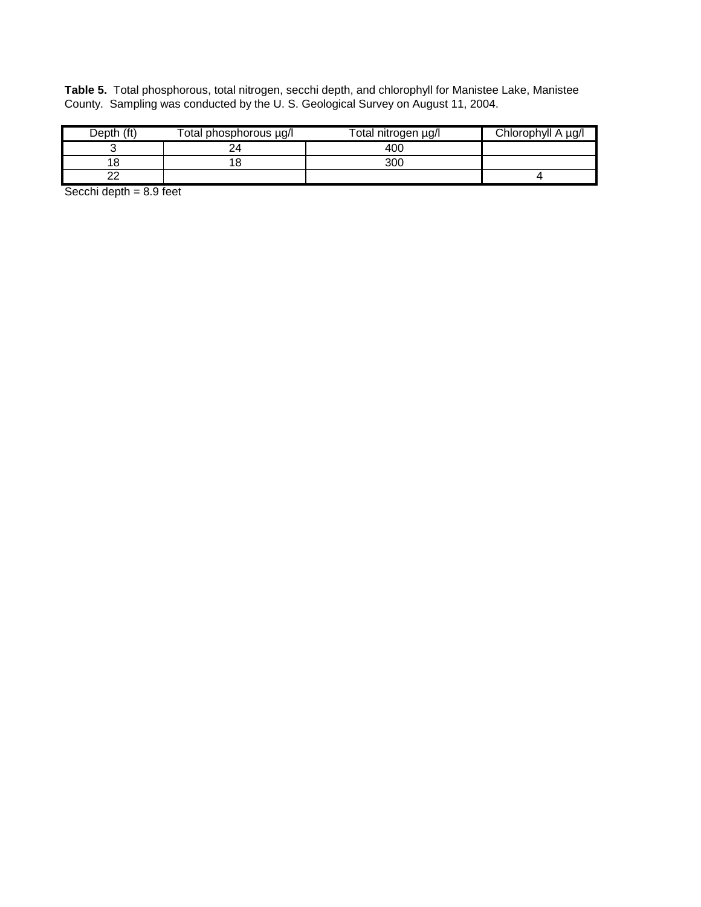**Table 5.** Total phosphorous, total nitrogen, secchi depth, and chlorophyll for Manistee Lake, Manistee County. Sampling was conducted by the U. S. Geological Survey on August 11, 2004.

| Depth (ft) | Total phosphorous µg/l | Total nitrogen µg/l | Chlorophyll A µg/l |
|---|---|---|---|
| 3 | 24 | 400 | |
| 18 | 18 | 300 | |
| 22 | | | 4 |

Secchi depth = 8.9 feet